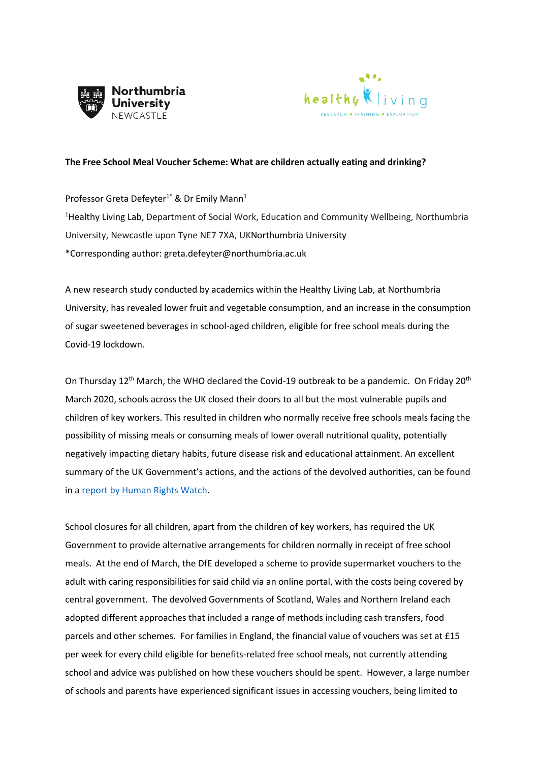**The Free School Meal Voucher Scheme: What are children actually eating and drinking?**

Professor Greta Defeyter[1*] & Dr Emily Mann[1]

[1]Healthy Living Lab, Department of Social Work, Education and Community Wellbeing, Northumbria University, Newcastle upon Tyne NE7 7XA, UKNorthumbria University

*Corresponding author: greta.defeyter@northumbria.ac.uk

A new research study conducted by academics within the Healthy Living Lab, at Northumbria University, has revealed lower fruit and vegetable consumption, and an increase in the consumption of sugar sweetened beverages in school-aged children, eligible for free school meals during the Covid-19 lockdown.

On Thursday 12th March, the WHO declared the Covid-19 outbreak to be a pandemic. On Friday 20th March 2020, schools across the UK closed their doors to all but the most vulnerable pupils and children of key workers. This resulted in children who normally receive free schools meals facing the possibility of missing meals or consuming meals of lower overall nutritional quality, potentially negatively impacting dietary habits, future disease risk and educational attainment. An excellent summary of the UK Government's actions, and the actions of the devolved authorities, can be found in a [report by Human Rights Watch](report by Human Rights Watch).

School closures for all children, apart from the children of key workers, has required the UK Government to provide alternative arrangements for children normally in receipt of free school meals. At the end of March, the DfE developed a scheme to provide supermarket vouchers to the adult with caring responsibilities for said child via an online portal, with the costs being covered by central government. The devolved Governments of Scotland, Wales and Northern Ireland each adopted different approaches that included a range of methods including cash transfers, food parcels and other schemes. For families in England, the financial value of vouchers was set at £15 per week for every child eligible for benefits-related free school meals, not currently attending school and advice was published on how these vouchers should be spent. However, a large number of schools and parents have experienced significant issues in accessing vouchers, being limited to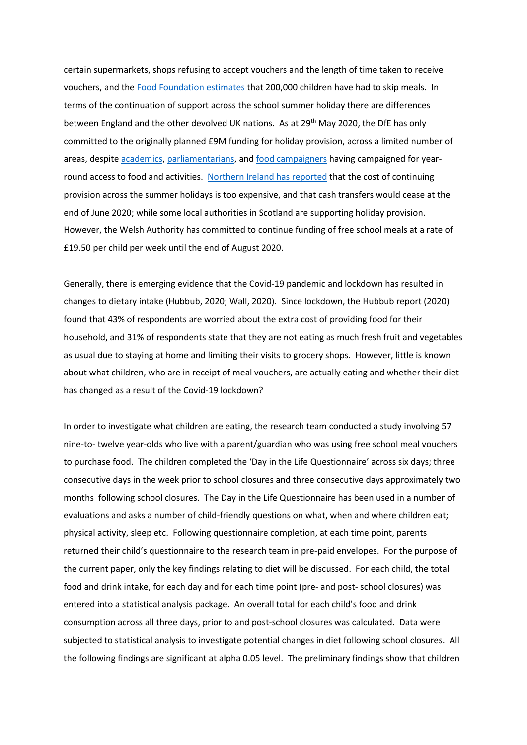certain supermarkets, shops refusing to accept vouchers and the length of time taken to receive vouchers, and the Food Foundation estimates that 200,000 children have had to skip meals. In terms of the continuation of support across the school summer holiday there are differences between England and the other devolved UK nations. As at 29th May 2020, the DfE has only committed to the originally planned £9M funding for holiday provision, across a limited number of areas, despite academics, parliamentarians, and food campaigners having campaigned for year-round access to food and activities. Northern Ireland has reported that the cost of continuing provision across the summer holidays is too expensive, and that cash transfers would cease at the end of June 2020; while some local authorities in Scotland are supporting holiday provision. However, the Welsh Authority has committed to continue funding of free school meals at a rate of £19.50 per child per week until the end of August 2020.

Generally, there is emerging evidence that the Covid-19 pandemic and lockdown has resulted in changes to dietary intake (Hubbub, 2020; Wall, 2020). Since lockdown, the Hubbub report (2020) found that 43% of respondents are worried about the extra cost of providing food for their household, and 31% of respondents state that they are not eating as much fresh fruit and vegetables as usual due to staying at home and limiting their visits to grocery shops. However, little is known about what children, who are in receipt of meal vouchers, are actually eating and whether their diet has changed as a result of the Covid-19 lockdown?

In order to investigate what children are eating, the research team conducted a study involving 57 nine-to- twelve year-olds who live with a parent/guardian who was using free school meal vouchers to purchase food. The children completed the 'Day in the Life Questionnaire' across six days; three consecutive days in the week prior to school closures and three consecutive days approximately two months following school closures. The Day in the Life Questionnaire has been used in a number of evaluations and asks a number of child-friendly questions on what, when and where children eat; physical activity, sleep etc. Following questionnaire completion, at each time point, parents returned their child's questionnaire to the research team in pre-paid envelopes. For the purpose of the current paper, only the key findings relating to diet will be discussed. For each child, the total food and drink intake, for each day and for each time point (pre- and post- school closures) was entered into a statistical analysis package. An overall total for each child's food and drink consumption across all three days, prior to and post-school closures was calculated. Data were subjected to statistical analysis to investigate potential changes in diet following school closures. All the following findings are significant at alpha 0.05 level. The preliminary findings show that children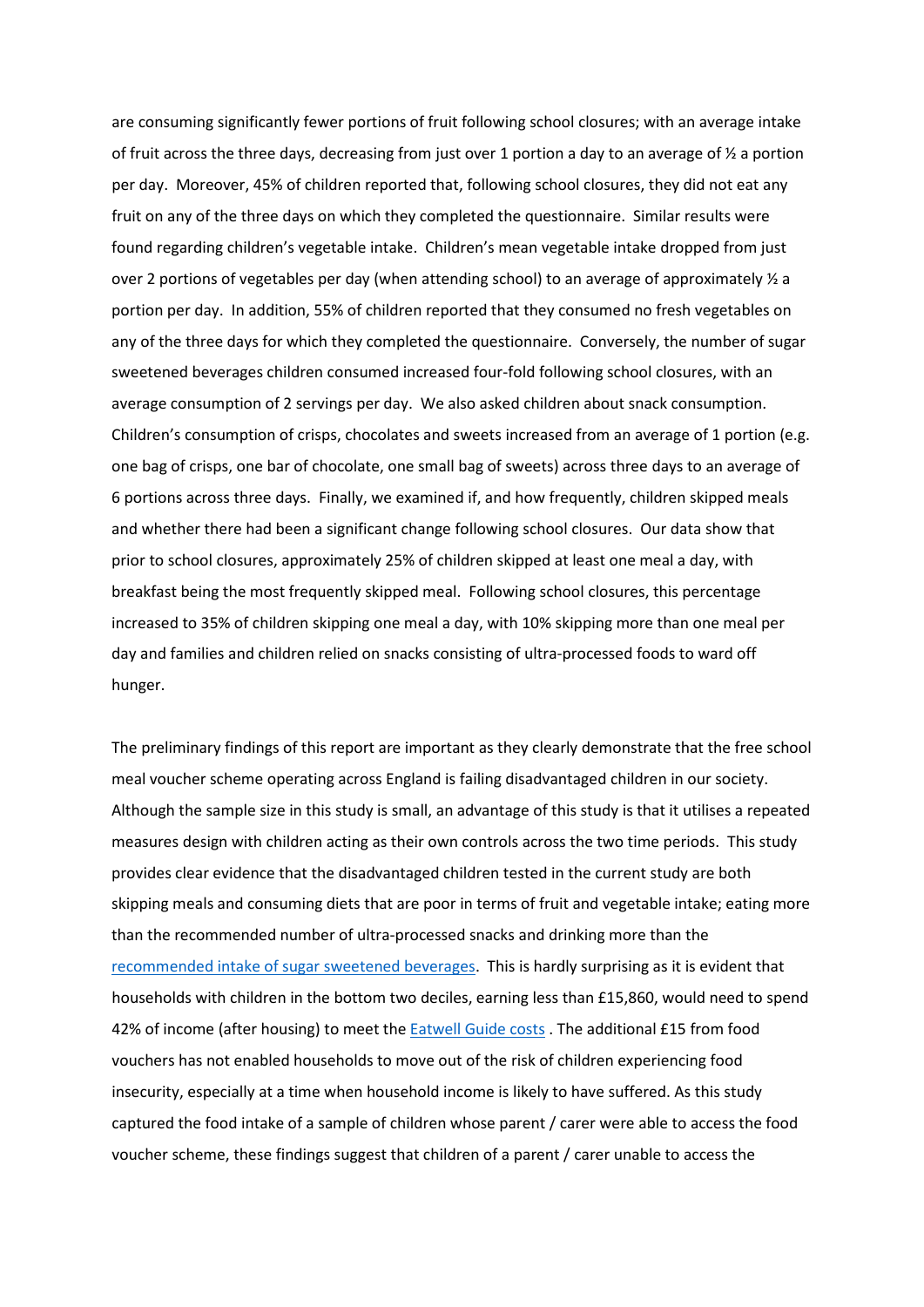are consuming significantly fewer portions of fruit following school closures; with an average intake of fruit across the three days, decreasing from just over 1 portion a day to an average of ½ a portion per day. Moreover, 45% of children reported that, following school closures, they did not eat any fruit on any of the three days on which they completed the questionnaire. Similar results were found regarding children's vegetable intake. Children's mean vegetable intake dropped from just over 2 portions of vegetables per day (when attending school) to an average of approximately ½ a portion per day. In addition, 55% of children reported that they consumed no fresh vegetables on any of the three days for which they completed the questionnaire. Conversely, the number of sugar sweetened beverages children consumed increased four-fold following school closures, with an average consumption of 2 servings per day. We also asked children about snack consumption. Children's consumption of crisps, chocolates and sweets increased from an average of 1 portion (e.g. one bag of crisps, one bar of chocolate, one small bag of sweets) across three days to an average of 6 portions across three days. Finally, we examined if, and how frequently, children skipped meals and whether there had been a significant change following school closures. Our data show that prior to school closures, approximately 25% of children skipped at least one meal a day, with breakfast being the most frequently skipped meal. Following school closures, this percentage increased to 35% of children skipping one meal a day, with 10% skipping more than one meal per day and families and children relied on snacks consisting of ultra-processed foods to ward off hunger.

The preliminary findings of this report are important as they clearly demonstrate that the free school meal voucher scheme operating across England is failing disadvantaged children in our society. Although the sample size in this study is small, an advantage of this study is that it utilises a repeated measures design with children acting as their own controls across the two time periods. This study provides clear evidence that the disadvantaged children tested in the current study are both skipping meals and consuming diets that are poor in terms of fruit and vegetable intake; eating more than the recommended number of ultra-processed snacks and drinking more than the recommended intake of sugar sweetened beverages. This is hardly surprising as it is evident that households with children in the bottom two deciles, earning less than £15,860, would need to spend 42% of income (after housing) to meet the Eatwell Guide costs . The additional £15 from food vouchers has not enabled households to move out of the risk of children experiencing food insecurity, especially at a time when household income is likely to have suffered. As this study captured the food intake of a sample of children whose parent / carer were able to access the food voucher scheme, these findings suggest that children of a parent / carer unable to access the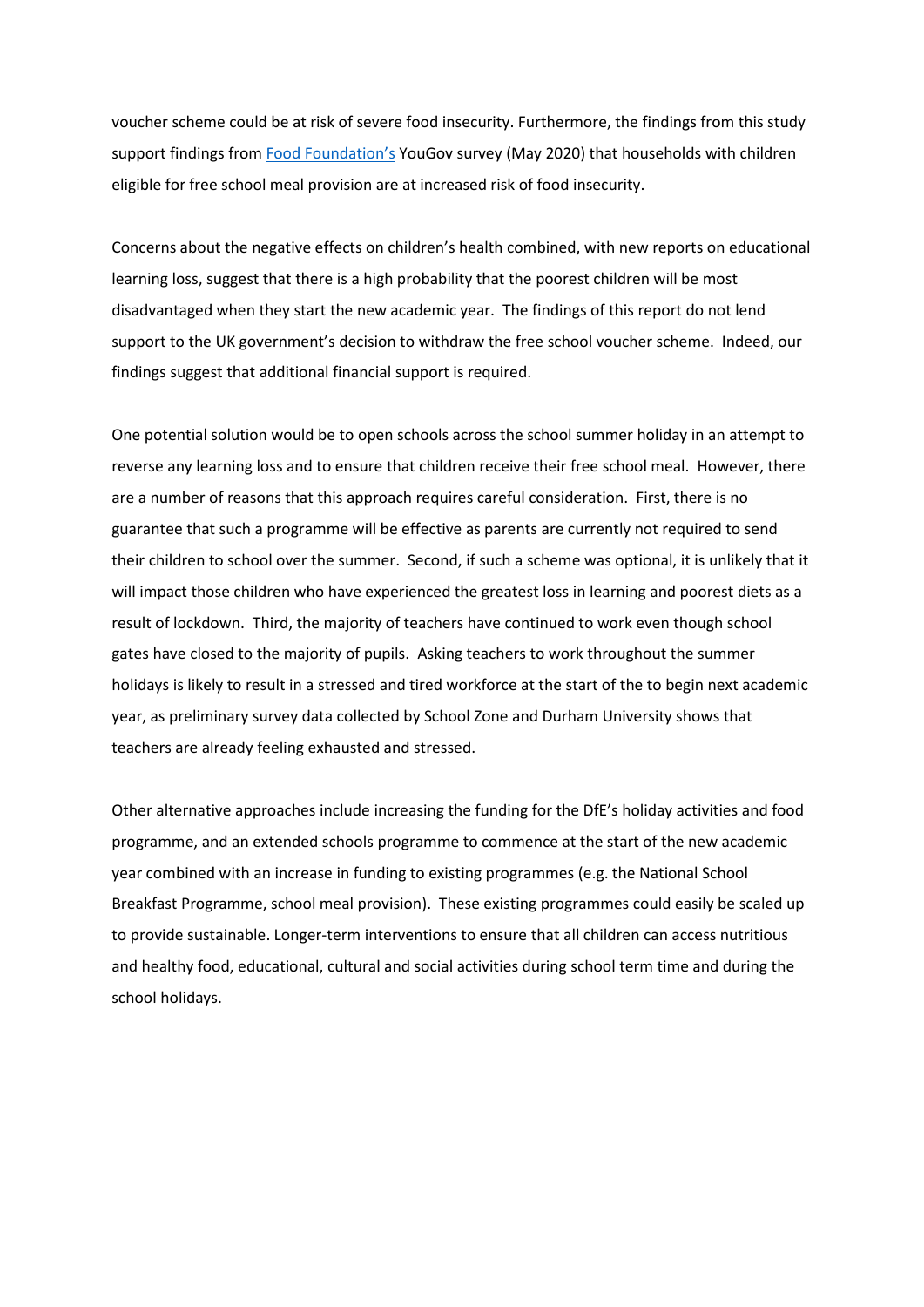voucher scheme could be at risk of severe food insecurity. Furthermore, the findings from this study support findings from Food Foundation's YouGov survey (May 2020) that households with children eligible for free school meal provision are at increased risk of food insecurity.

Concerns about the negative effects on children's health combined, with new reports on educational learning loss, suggest that there is a high probability that the poorest children will be most disadvantaged when they start the new academic year. The findings of this report do not lend support to the UK government's decision to withdraw the free school voucher scheme. Indeed, our findings suggest that additional financial support is required.

One potential solution would be to open schools across the school summer holiday in an attempt to reverse any learning loss and to ensure that children receive their free school meal. However, there are a number of reasons that this approach requires careful consideration. First, there is no guarantee that such a programme will be effective as parents are currently not required to send their children to school over the summer. Second, if such a scheme was optional, it is unlikely that it will impact those children who have experienced the greatest loss in learning and poorest diets as a result of lockdown. Third, the majority of teachers have continued to work even though school gates have closed to the majority of pupils. Asking teachers to work throughout the summer holidays is likely to result in a stressed and tired workforce at the start of the to begin next academic year, as preliminary survey data collected by School Zone and Durham University shows that teachers are already feeling exhausted and stressed.

Other alternative approaches include increasing the funding for the DfE's holiday activities and food programme, and an extended schools programme to commence at the start of the new academic year combined with an increase in funding to existing programmes (e.g. the National School Breakfast Programme, school meal provision). These existing programmes could easily be scaled up to provide sustainable. Longer-term interventions to ensure that all children can access nutritious and healthy food, educational, cultural and social activities during school term time and during the school holidays.